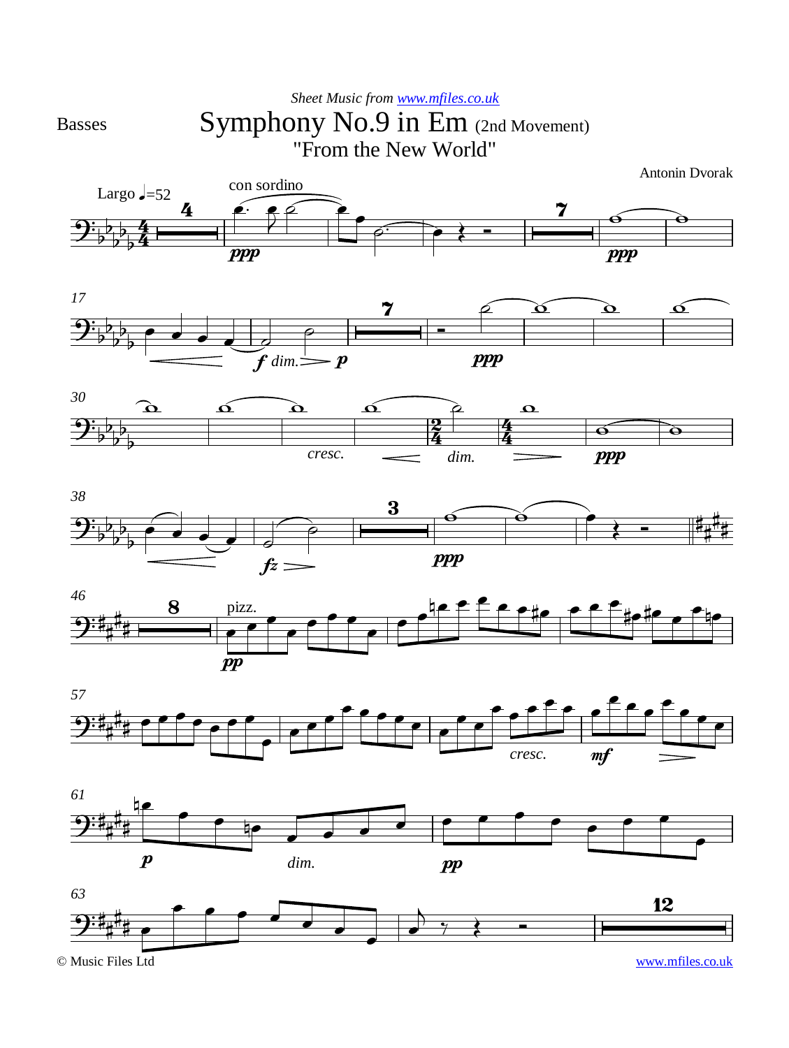*Sheet Music from [www.mfiles.co.uk](http://www.mfiles.co.uk)*

Basses

# Symphony No.9 in Em (2nd Movement)

## "From the New World"

Antonin Dvorak

Largo ♩=52

con sordino

pizz.

© Music Files Ltd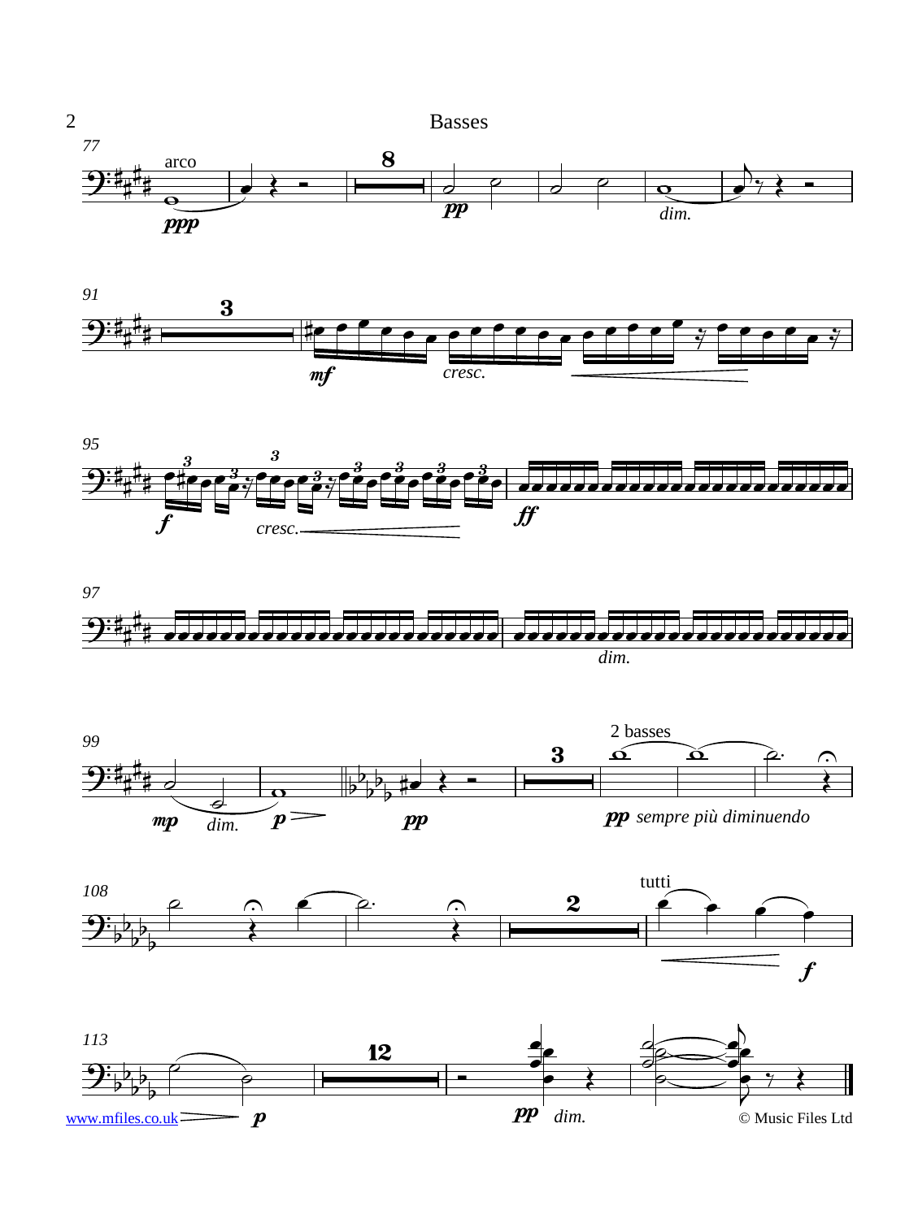Basses